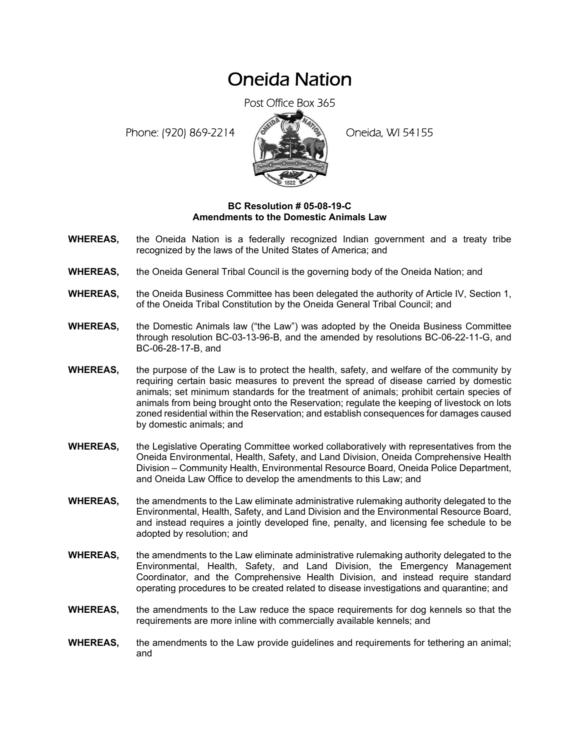# Oneida Nation

Post Office Box 365

Phone: (920) 869-2214 Oneida, WI 54155

**BC Resolution # 05-08-19-C**
**Amendments to the Domestic Animals Law**

**WHEREAS,** the Oneida Nation is a federally recognized Indian government and a treaty tribe recognized by the laws of the United States of America; and

**WHEREAS,** the Oneida General Tribal Council is the governing body of the Oneida Nation; and

**WHEREAS,** the Oneida Business Committee has been delegated the authority of Article IV, Section 1, of the Oneida Tribal Constitution by the Oneida General Tribal Council; and

**WHEREAS,** the Domestic Animals law ("the Law") was adopted by the Oneida Business Committee through resolution BC-03-13-96-B, and the amended by resolutions BC-06-22-11-G, and BC-06-28-17-B, and

**WHEREAS,** the purpose of the Law is to protect the health, safety, and welfare of the community by requiring certain basic measures to prevent the spread of disease carried by domestic animals; set minimum standards for the treatment of animals; prohibit certain species of animals from being brought onto the Reservation; regulate the keeping of livestock on lots zoned residential within the Reservation; and establish consequences for damages caused by domestic animals; and

**WHEREAS,** the Legislative Operating Committee worked collaboratively with representatives from the Oneida Environmental, Health, Safety, and Land Division, Oneida Comprehensive Health Division – Community Health, Environmental Resource Board, Oneida Police Department, and Oneida Law Office to develop the amendments to this Law; and

**WHEREAS,** the amendments to the Law eliminate administrative rulemaking authority delegated to the Environmental, Health, Safety, and Land Division and the Environmental Resource Board, and instead requires a jointly developed fine, penalty, and licensing fee schedule to be adopted by resolution; and

**WHEREAS,** the amendments to the Law eliminate administrative rulemaking authority delegated to the Environmental, Health, Safety, and Land Division, the Emergency Management Coordinator, and the Comprehensive Health Division, and instead require standard operating procedures to be created related to disease investigations and quarantine; and

**WHEREAS,** the amendments to the Law reduce the space requirements for dog kennels so that the requirements are more inline with commercially available kennels; and

**WHEREAS,** the amendments to the Law provide guidelines and requirements for tethering an animal; and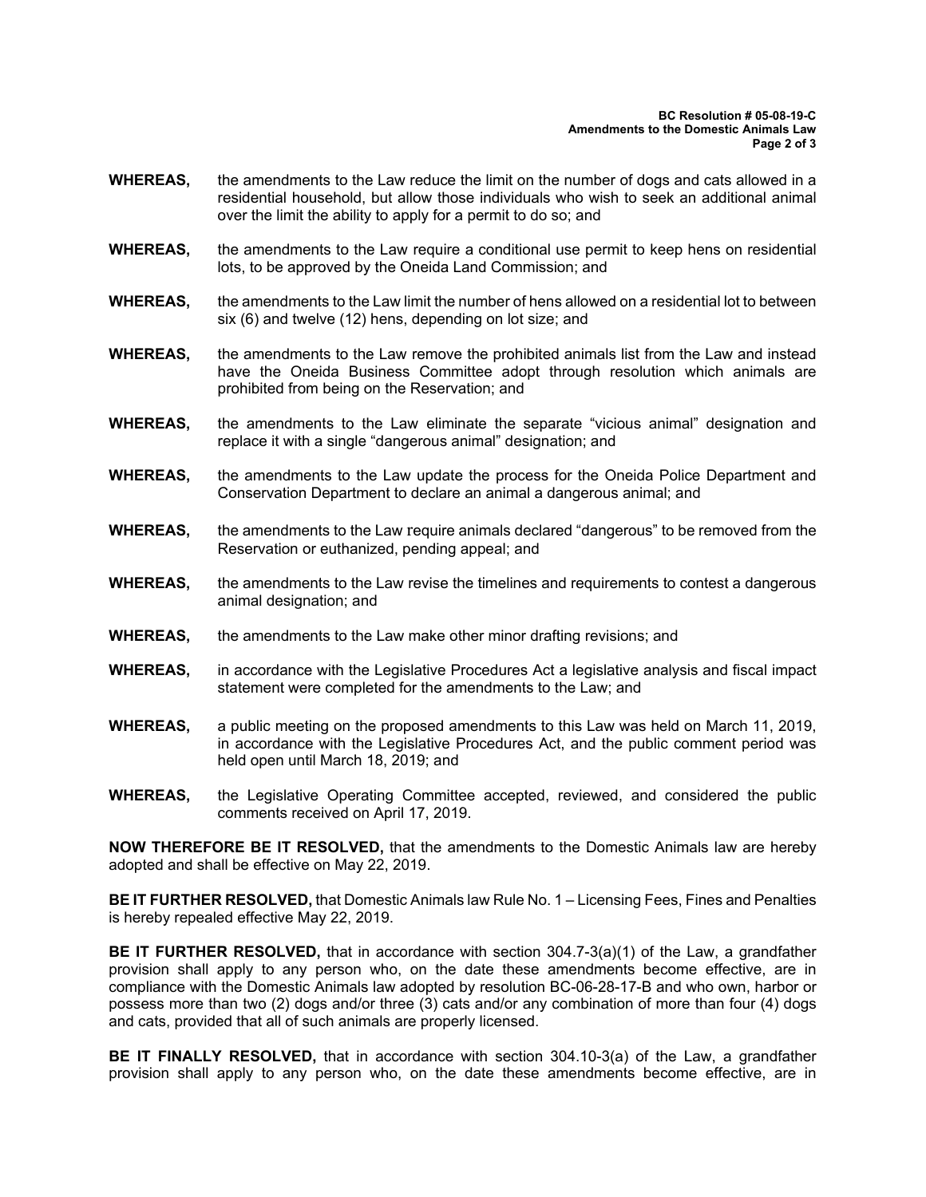**WHEREAS,** the amendments to the Law reduce the limit on the number of dogs and cats allowed in a residential household, but allow those individuals who wish to seek an additional animal over the limit the ability to apply for a permit to do so; and

**WHEREAS,** the amendments to the Law require a conditional use permit to keep hens on residential lots, to be approved by the Oneida Land Commission; and

**WHEREAS,** the amendments to the Law limit the number of hens allowed on a residential lot to between six (6) and twelve (12) hens, depending on lot size; and

**WHEREAS,** the amendments to the Law remove the prohibited animals list from the Law and instead have the Oneida Business Committee adopt through resolution which animals are prohibited from being on the Reservation; and

**WHEREAS,** the amendments to the Law eliminate the separate "vicious animal" designation and replace it with a single "dangerous animal" designation; and

**WHEREAS,** the amendments to the Law update the process for the Oneida Police Department and Conservation Department to declare an animal a dangerous animal; and

**WHEREAS,** the amendments to the Law require animals declared "dangerous" to be removed from the Reservation or euthanized, pending appeal; and

**WHEREAS,** the amendments to the Law revise the timelines and requirements to contest a dangerous animal designation; and

**WHEREAS,** the amendments to the Law make other minor drafting revisions; and

**WHEREAS,** in accordance with the Legislative Procedures Act a legislative analysis and fiscal impact statement were completed for the amendments to the Law; and

**WHEREAS,** a public meeting on the proposed amendments to this Law was held on March 11, 2019, in accordance with the Legislative Procedures Act, and the public comment period was held open until March 18, 2019; and

**WHEREAS,** the Legislative Operating Committee accepted, reviewed, and considered the public comments received on April 17, 2019.

**NOW THEREFORE BE IT RESOLVED,** that the amendments to the Domestic Animals law are hereby adopted and shall be effective on May 22, 2019.

**BE IT FURTHER RESOLVED,** that Domestic Animals law Rule No. 1 – Licensing Fees, Fines and Penalties is hereby repealed effective May 22, 2019.

**BE IT FURTHER RESOLVED,** that in accordance with section 304.7-3(a)(1) of the Law, a grandfather provision shall apply to any person who, on the date these amendments become effective, are in compliance with the Domestic Animals law adopted by resolution BC-06-28-17-B and who own, harbor or possess more than two (2) dogs and/or three (3) cats and/or any combination of more than four (4) dogs and cats, provided that all of such animals are properly licensed.

**BE IT FINALLY RESOLVED,** that in accordance with section 304.10-3(a) of the Law, a grandfather provision shall apply to any person who, on the date these amendments become effective, are in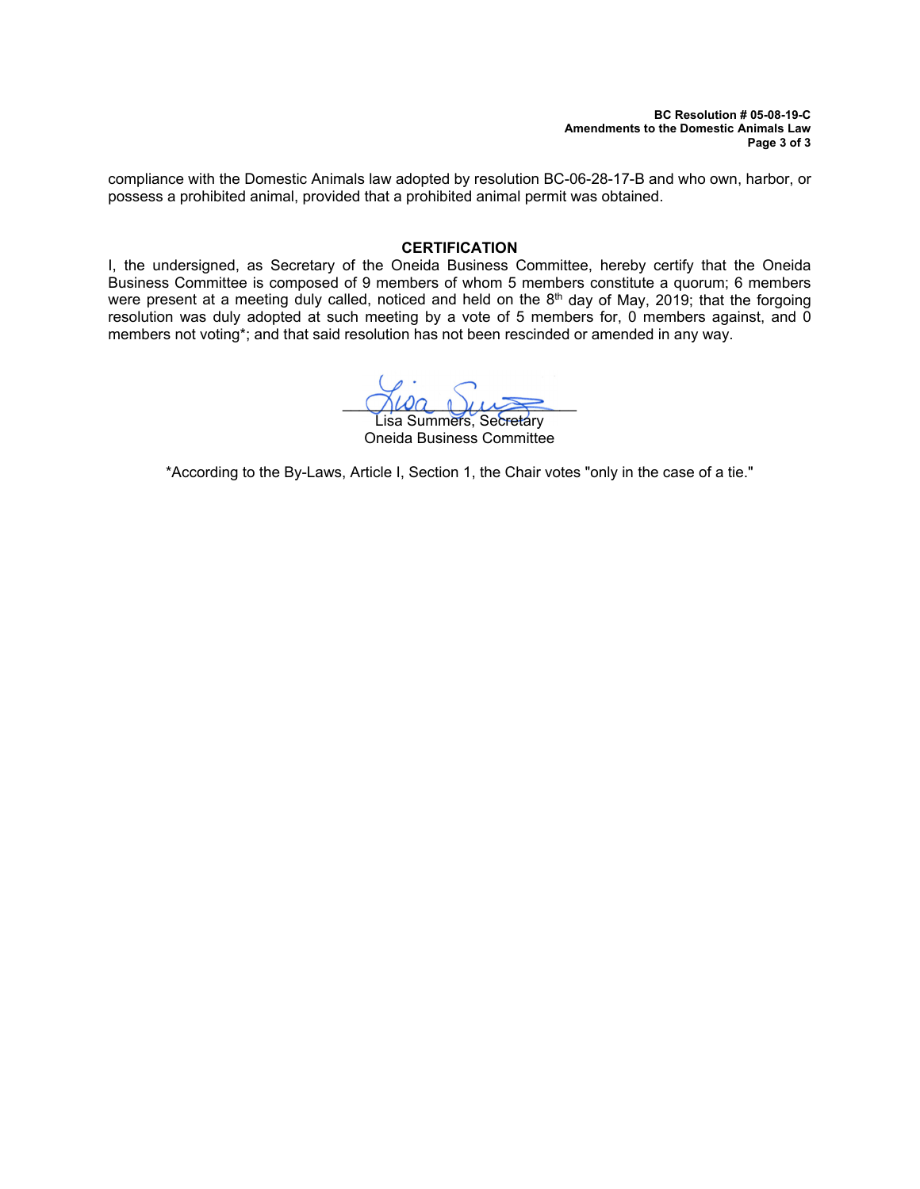compliance with the Domestic Animals law adopted by resolution BC-06-28-17-B and who own, harbor, or possess a prohibited animal, provided that a prohibited animal permit was obtained.

## CERTIFICATION

I, the undersigned, as Secretary of the Oneida Business Committee, hereby certify that the Oneida Business Committee is composed of 9 members of whom 5 members constitute a quorum; 6 members were present at a meeting duly called, noticed and held on the 8th day of May, 2019; that the forgoing resolution was duly adopted at such meeting by a vote of 5 members for, 0 members against, and 0 members not voting*; and that said resolution has not been rescinded or amended in any way.

Lisa Summers, Secretary
Oneida Business Committee

*According to the By-Laws, Article I, Section 1, the Chair votes "only in the case of a tie."